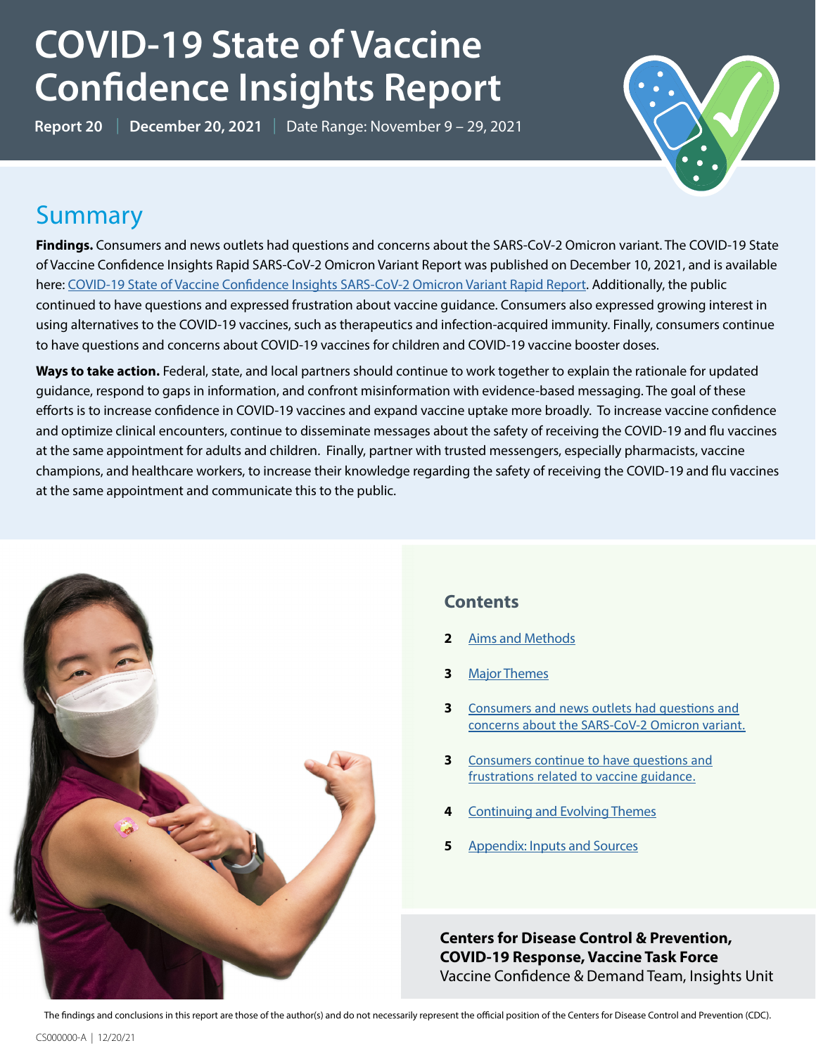# COVID-19 State of Vaccine Confidence Insights Report

**Report 20** | **December 20, 2021** | Date Range: November 9 – 29, 2021

## Summary

**Findings.** Consumers and news outlets had questions and concerns about the SARS-CoV-2 Omicron variant. The COVID-19 State of Vaccine Confidence Insights Rapid SARS-CoV-2 Omicron Variant Report was published on December 10, 2021, and is available here: [COVID-19 State of Vaccine Confidence Insights SARS-CoV-2 Omicron Variant Rapid Report](). Additionally, the public continued to have questions and expressed frustration about vaccine guidance. Consumers also expressed growing interest in using alternatives to the COVID-19 vaccines, such as therapeutics and infection-acquired immunity. Finally, consumers continue to have questions and concerns about COVID-19 vaccines for children and COVID-19 vaccine booster doses.

**Ways to take action.** Federal, state, and local partners should continue to work together to explain the rationale for updated guidance, respond to gaps in information, and confront misinformation with evidence-based messaging. The goal of these efforts is to increase confidence in COVID-19 vaccines and expand vaccine uptake more broadly. To increase vaccine confidence and optimize clinical encounters, continue to disseminate messages about the safety of receiving the COVID-19 and flu vaccines at the same appointment for adults and children. Finally, partner with trusted messengers, especially pharmacists, vaccine champions, and healthcare workers, to increase their knowledge regarding the safety of receiving the COVID-19 and flu vaccines at the same appointment and communicate this to the public.

### Contents

- **2** Aims and Methods
- **3** Major Themes
- **3** Consumers and news outlets had questions and concerns about the SARS-CoV-2 Omicron variant.
- **3** Consumers continue to have questions and frustrations related to vaccine guidance.
- **4** Continuing and Evolving Themes
- **5** Appendix: Inputs and Sources

**Centers for Disease Control & Prevention, COVID-19 Response, Vaccine Task Force**
Vaccine Confidence & Demand Team, Insights Unit

The findings and conclusions in this report are those of the author(s) and do not necessarily represent the official position of the Centers for Disease Control and Prevention (CDC).

CS000000-A | 12/20/21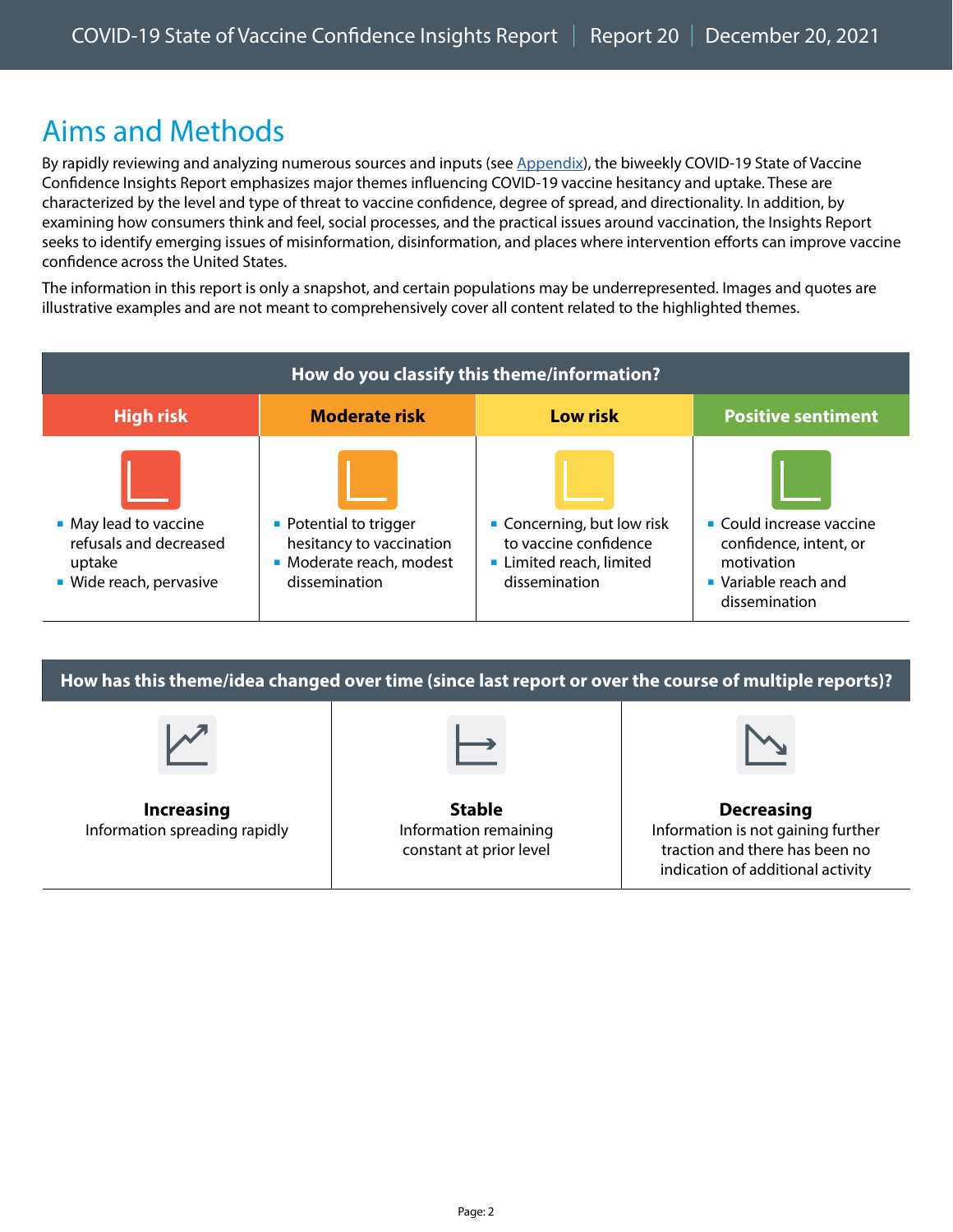## Aims and Methods

By rapidly reviewing and analyzing numerous sources and inputs (see Appendix), the biweekly COVID-19 State of Vaccine Confidence Insights Report emphasizes major themes influencing COVID-19 vaccine hesitancy and uptake. These are characterized by the level and type of threat to vaccine confidence, degree of spread, and directionality. In addition, by examining how consumers think and feel, social processes, and the practical issues around vaccination, the Insights Report seeks to identify emerging issues of misinformation, disinformation, and places where intervention efforts can improve vaccine confidence across the United States.

The information in this report is only a snapshot, and certain populations may be underrepresented. Images and quotes are illustrative examples and are not meant to comprehensively cover all content related to the highlighted themes.

**How do you classify this theme/information?**

| High risk | Moderate risk | Low risk | Positive sentiment |
|---|---|---|---|
| ▪ May lead to vaccine refusals and decreased uptake<br>▪ Wide reach, pervasive | ▪ Potential to trigger hesitancy to vaccination<br>▪ Moderate reach, modest dissemination | ▪ Concerning, but low risk to vaccine confidence<br>▪ Limited reach, limited dissemination | ▪ Could increase vaccine confidence, intent, or motivation<br>▪ Variable reach and dissemination |

**How has this theme/idea changed over time (since last report or over the course of multiple reports)?**

| Increasing | Stable | Decreasing |
|---|---|---|
| Information spreading rapidly | Information remaining constant at prior level | Information is not gaining further traction and there has been no indication of additional activity |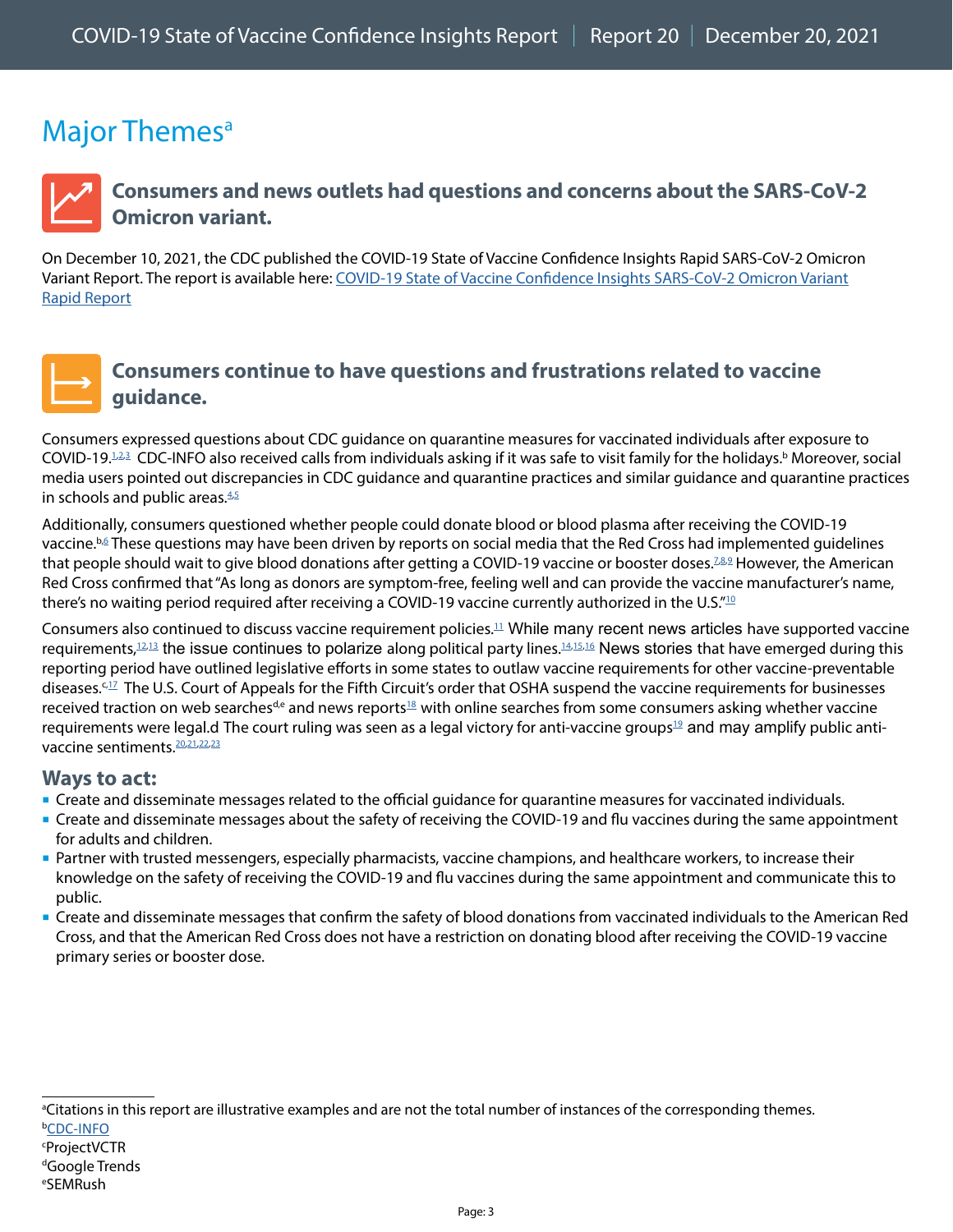# Major Themes[a]

### Consumers and news outlets had questions and concerns about the SARS-CoV-2 Omicron variant.

On December 10, 2021, the CDC published the COVID-19 State of Vaccine Confidence Insights Rapid SARS-CoV-2 Omicron Variant Report. The report is available here: COVID-19 State of Vaccine Confidence Insights SARS-CoV-2 Omicron Variant Rapid Report

### Consumers continue to have questions and frustrations related to vaccine guidance.

Consumers expressed questions about CDC guidance on quarantine measures for vaccinated individuals after exposure to COVID-19.[1,2,3] CDC-INFO also received calls from individuals asking if it was safe to visit family for the holidays.[b] Moreover, social media users pointed out discrepancies in CDC guidance and quarantine practices and similar guidance and quarantine practices in schools and public areas.[4,5]

Additionally, consumers questioned whether people could donate blood or blood plasma after receiving the COVID-19 vaccine.[b,6] These questions may have been driven by reports on social media that the Red Cross had implemented guidelines that people should wait to give blood donations after getting a COVID-19 vaccine or booster doses.[7,8,9] However, the American Red Cross confirmed that "As long as donors are symptom-free, feeling well and can provide the vaccine manufacturer's name, there's no waiting period required after receiving a COVID-19 vaccine currently authorized in the U.S."[10]

Consumers also continued to discuss vaccine requirement policies.[11] While many recent news articles have supported vaccine requirements,[12,13] the issue continues to polarize along political party lines.[14,15,16] News stories that have emerged during this reporting period have outlined legislative efforts in some states to outlaw vaccine requirements for other vaccine-preventable diseases.[c,17] The U.S. Court of Appeals for the Fifth Circuit's order that OSHA suspend the vaccine requirements for businesses received traction on web searches[d,e] and news reports[18] with online searches from some consumers asking whether vaccine requirements were legal.d The court ruling was seen as a legal victory for anti-vaccine groups[19] and may amplify public anti-vaccine sentiments.[20,21,22,23]

### Ways to act:

- Create and disseminate messages related to the official guidance for quarantine measures for vaccinated individuals.
- Create and disseminate messages about the safety of receiving the COVID-19 and flu vaccines during the same appointment for adults and children.
- Partner with trusted messengers, especially pharmacists, vaccine champions, and healthcare workers, to increase their knowledge on the safety of receiving the COVID-19 and flu vaccines during the same appointment and communicate this to public.
- Create and disseminate messages that confirm the safety of blood donations from vaccinated individuals to the American Red Cross, and that the American Red Cross does not have a restriction on donating blood after receiving the COVID-19 vaccine primary series or booster dose.

---

[a] Citations in this report are illustrative examples and are not the total number of instances of the corresponding themes.
[b] CDC-INFO
[c] ProjectVCTR
[d] Google Trends
[e] SEMRush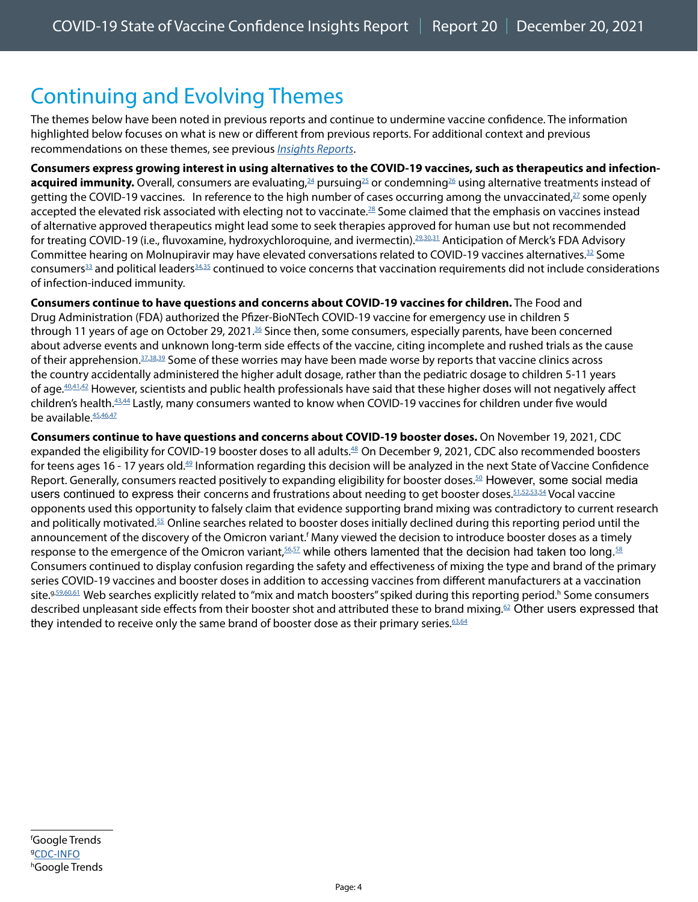## Continuing and Evolving Themes

The themes below have been noted in previous reports and continue to undermine vaccine confidence. The information highlighted below focuses on what is new or different from previous reports. For additional context and previous recommendations on these themes, see previous *Insights Reports*.

**Consumers express growing interest in using alternatives to the COVID-19 vaccines, such as therapeutics and infection-acquired immunity.** Overall, consumers are evaluating,[24] pursuing[25] or condemning[26] using alternative treatments instead of getting the COVID-19 vaccines. In reference to the high number of cases occurring among the unvaccinated,[27] some openly accepted the elevated risk associated with electing not to vaccinate.[28] Some claimed that the emphasis on vaccines instead of alternative approved therapeutics might lead some to seek therapies approved for human use but not recommended for treating COVID-19 (i.e., fluvoxamine, hydroxychloroquine, and ivermectin).[29,30,31] Anticipation of Merck's FDA Advisory Committee hearing on Molnupiravir may have elevated conversations related to COVID-19 vaccines alternatives.[32] Some consumers[33] and political leaders[34,35] continued to voice concerns that vaccination requirements did not include considerations of infection-induced immunity.

**Consumers continue to have questions and concerns about COVID-19 vaccines for children.** The Food and Drug Administration (FDA) authorized the Pfizer-BioNTech COVID-19 vaccine for emergency use in children 5 through 11 years of age on October 29, 2021.[36] Since then, some consumers, especially parents, have been concerned about adverse events and unknown long-term side effects of the vaccine, citing incomplete and rushed trials as the cause of their apprehension.[37,38,39] Some of these worries may have been made worse by reports that vaccine clinics across the country accidentally administered the higher adult dosage, rather than the pediatric dosage to children 5-11 years of age.[40,41,42] However, scientists and public health professionals have said that these higher doses will not negatively affect children's health.[43,44] Lastly, many consumers wanted to know when COVID-19 vaccines for children under five would be available.[45,46,47]

**Consumers continue to have questions and concerns about COVID-19 booster doses.** On November 19, 2021, CDC expanded the eligibility for COVID-19 booster doses to all adults.[48] On December 9, 2021, CDC also recommended boosters for teens ages 16 - 17 years old.[49] Information regarding this decision will be analyzed in the next State of Vaccine Confidence Report. Generally, consumers reacted positively to expanding eligibility for booster doses.[50] However, some social media users continued to express their concerns and frustrations about needing to get booster doses.[51,52,53,54] Vocal vaccine opponents used this opportunity to falsely claim that evidence supporting brand mixing was contradictory to current research and politically motivated.[55] Online searches related to booster doses initially declined during this reporting period until the announcement of the discovery of the Omicron variant.[f] Many viewed the decision to introduce booster doses as a timely response to the emergence of the Omicron variant,[56,57] while others lamented that the decision had taken too long.[58] Consumers continued to display confusion regarding the safety and effectiveness of mixing the type and brand of the primary series COVID-19 vaccines and booster doses in addition to accessing vaccines from different manufacturers at a vaccination site.[g][59,60,61] Web searches explicitly related to "mix and match boosters" spiked during this reporting period.[h] Some consumers described unpleasant side effects from their booster shot and attributed these to brand mixing.[62] Other users expressed that they intended to receive only the same brand of booster dose as their primary series.[63,64]

---

[f] Google Trends
[g] CDC-INFO
[h] Google Trends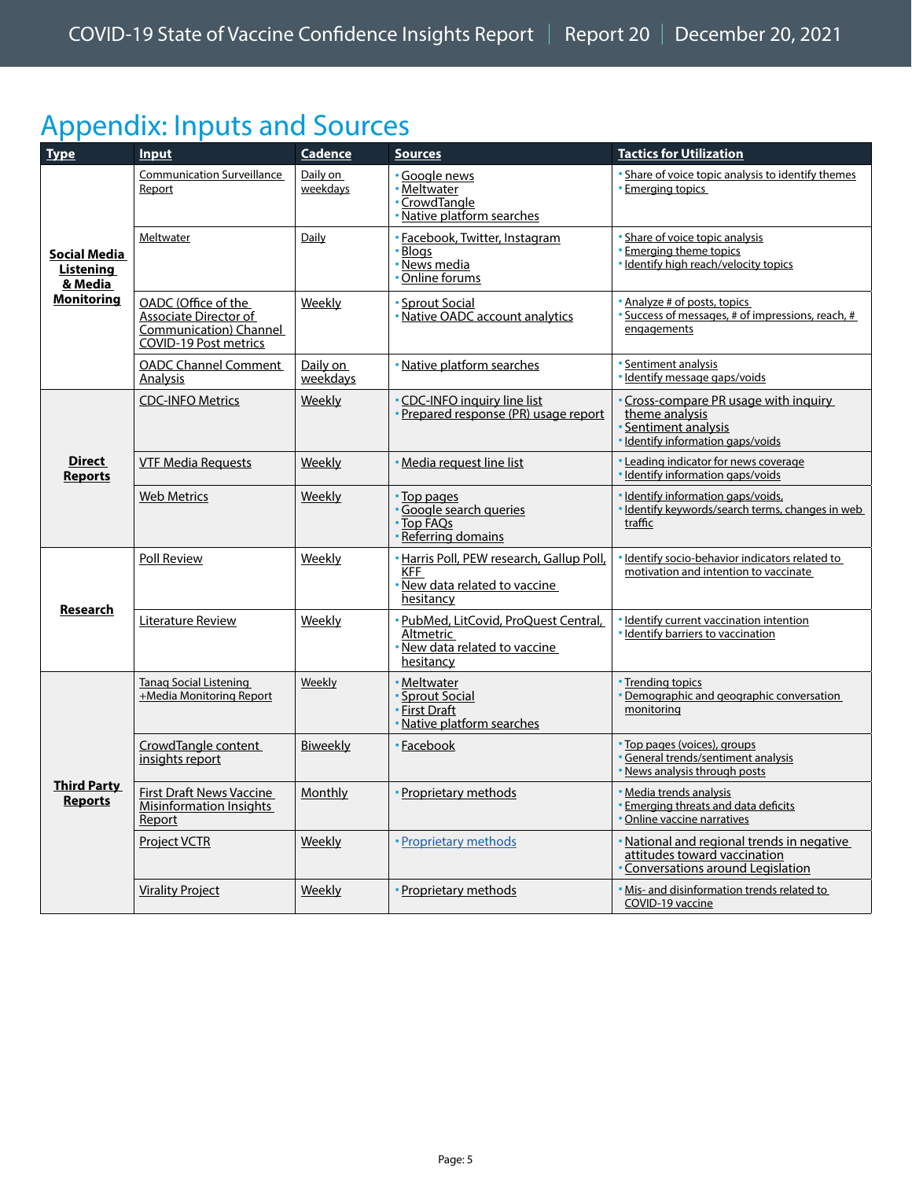# Appendix: Inputs and Sources

| Type | Input | Cadence | Sources | Tactics for Utilization |
|---|---|---|---|---|
| Social Media Listening & Media Monitoring | Communication Surveillance Report | Daily on weekdays | • Google news<br>• Meltwater<br>• CrowdTangle<br>• Native platform searches | • Share of voice topic analysis to identify themes<br>• Emerging topics |
| | Meltwater | Daily | • Facebook, Twitter, Instagram<br>• Blogs<br>• News media<br>• Online forums | • Share of voice topic analysis<br>• Emerging theme topics<br>• Identify high reach/velocity topics |
| | OADC (Office of the Associate Director of Communication) Channel COVID-19 Post metrics | Weekly | • Sprout Social<br>• Native OADC account analytics | • Analyze # of posts, topics<br>• Success of messages, # of impressions, reach, # engagements |
| | OADC Channel Comment Analysis | Daily on weekdays | • Native platform searches | • Sentiment analysis<br>• Identify message gaps/voids |
| Direct Reports | CDC-INFO Metrics | Weekly | • CDC-INFO inquiry line list<br>• Prepared response (PR) usage report | • Cross-compare PR usage with inquiry theme analysis<br>• Sentiment analysis<br>• Identify information gaps/voids |
| | VTF Media Requests | Weekly | • Media request line list | • Leading indicator for news coverage<br>• Identify information gaps/voids |
| | Web Metrics | Weekly | • Top pages<br>• Google search queries<br>• Top FAQs<br>• Referring domains | • Identify information gaps/voids,<br>• Identify keywords/search terms, changes in web traffic |
| Research | Poll Review | Weekly | • Harris Poll, PEW research, Gallup Poll, KFF<br>• New data related to vaccine hesitancy | • Identify socio-behavior indicators related to motivation and intention to vaccinate |
| | Literature Review | Weekly | • PubMed, LitCovid, ProQuest Central, Altmetric<br>• New data related to vaccine hesitancy | • Identify current vaccination intention<br>• Identify barriers to vaccination |
| Third Party Reports | Tanaq Social Listening +Media Monitoring Report | Weekly | • Meltwater<br>• Sprout Social<br>• First Draft<br>• Native platform searches | • Trending topics<br>• Demographic and geographic conversation monitoring |
| | CrowdTangle content insights report | Biweekly | • Facebook | • Top pages (voices), groups<br>• General trends/sentiment analysis<br>• News analysis through posts |
| | First Draft News Vaccine Misinformation Insights Report | Monthly | • Proprietary methods | • Media trends analysis<br>• Emerging threats and data deficits<br>• Online vaccine narratives |
| | Project VCTR | Weekly | • Proprietary methods | • National and regional trends in negative attitudes toward vaccination<br>• Conversations around Legislation |
| | Virality Project | Weekly | • Proprietary methods | • Mis- and disinformation trends related to COVID-19 vaccine |